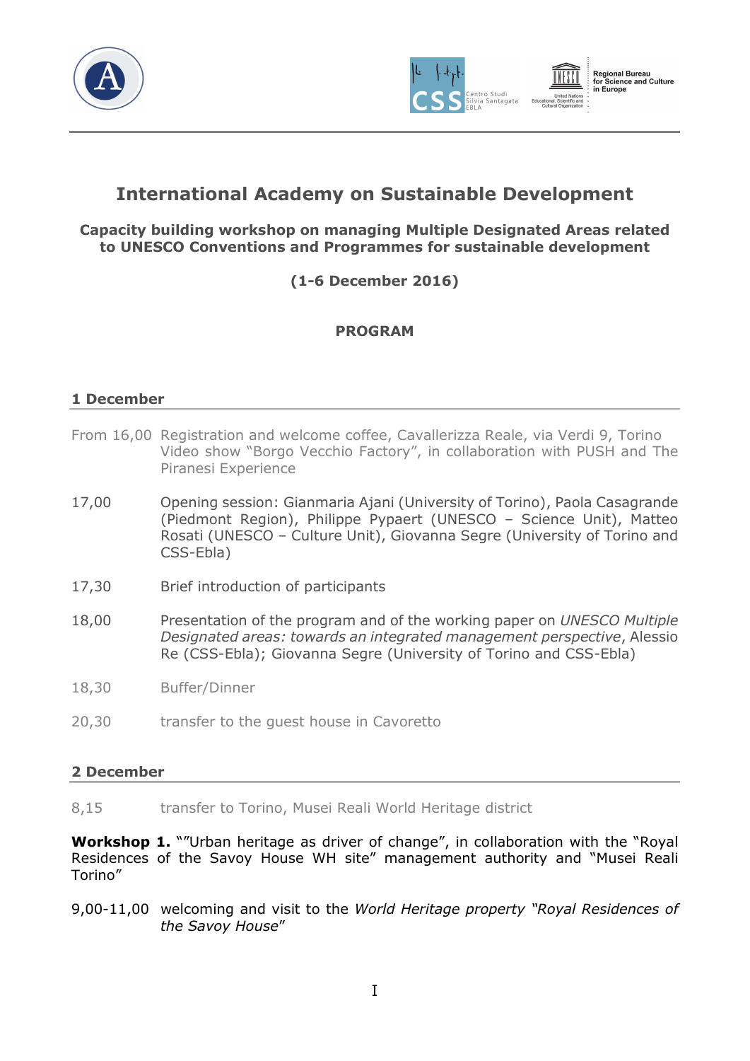# International Academy on Sustainable Development

### Capacity building workshop on managing Multiple Designated Areas related to UNESCO Conventions and Programmes for sustainable development

### (1-6 December 2016)

#### PROGRAM

## 1 December

From 16,00 Registration and welcome coffee, Cavallerizza Reale, via Verdi 9, Torino
Video show "Borgo Vecchio Factory", in collaboration with PUSH and The Piranesi Experience

17,00 Opening session: Gianmaria Ajani (University of Torino), Paola Casagrande (Piedmont Region), Philippe Pypaert (UNESCO – Science Unit), Matteo Rosati (UNESCO – Culture Unit), Giovanna Segre (University of Torino and CSS-Ebla)

17,30 Brief introduction of participants

18,00 Presentation of the program and of the working paper on *UNESCO Multiple Designated areas: towards an integrated management perspective*, Alessio Re (CSS-Ebla); Giovanna Segre (University of Torino and CSS-Ebla)

18,30 Buffer/Dinner

20,30 transfer to the guest house in Cavoretto

## 2 December

8,15 transfer to Torino, Musei Reali World Heritage district

**Workshop 1.** ""Urban heritage as driver of change", in collaboration with the "Royal Residences of the Savoy House WH site" management authority and "Musei Reali Torino"

9,00-11,00 welcoming and visit to the *World Heritage property "Royal Residences of the Savoy House*"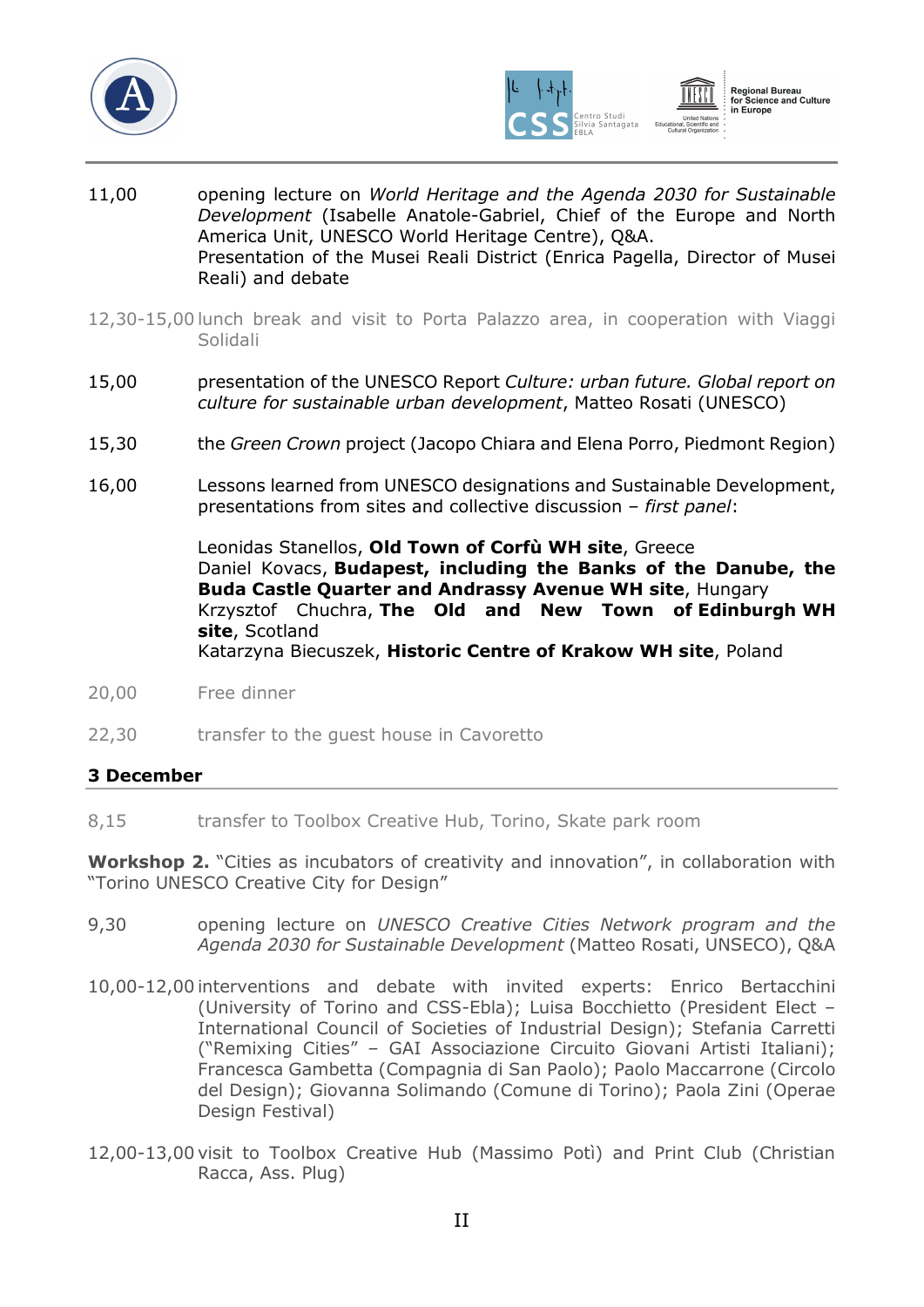11,00 opening lecture on *World Heritage and the Agenda 2030 for Sustainable Development* (Isabelle Anatole-Gabriel, Chief of the Europe and North America Unit, UNESCO World Heritage Centre), Q&A.
Presentation of the Musei Reali District (Enrica Pagella, Director of Musei Reali) and debate

12,30-15,00 lunch break and visit to Porta Palazzo area, in cooperation with Viaggi Solidali

15,00 presentation of the UNESCO Report *Culture: urban future. Global report on culture for sustainable urban development*, Matteo Rosati (UNESCO)

15,30 the *Green Crown* project (Jacopo Chiara and Elena Porro, Piedmont Region)

16,00 Lessons learned from UNESCO designations and Sustainable Development, presentations from sites and collective discussion – *first panel*:

Leonidas Stanellos, **Old Town of Corfù WH site**, Greece
Daniel Kovacs, **Budapest, including the Banks of the Danube, the Buda Castle Quarter and Andrassy Avenue WH site**, Hungary
Krzysztof Chuchra, **The Old and New Town of Edinburgh WH site**, Scotland
Katarzyna Biecuszek, **Historic Centre of Krakow WH site**, Poland

20,00 Free dinner

22,30 transfer to the guest house in Cavoretto

## 3 December

8,15 transfer to Toolbox Creative Hub, Torino, Skate park room

**Workshop 2.** "Cities as incubators of creativity and innovation", in collaboration with "Torino UNESCO Creative City for Design"

9,30 opening lecture on *UNESCO Creative Cities Network program and the Agenda 2030 for Sustainable Development* (Matteo Rosati, UNSECO), Q&A

10,00-12,00 interventions and debate with invited experts: Enrico Bertacchini (University of Torino and CSS-Ebla); Luisa Bocchietto (President Elect – International Council of Societies of Industrial Design); Stefania Carretti ("Remixing Cities" – GAI Associazione Circuito Giovani Artisti Italiani); Francesca Gambetta (Compagnia di San Paolo); Paolo Maccarrone (Circolo del Design); Giovanna Solimando (Comune di Torino); Paola Zini (Operae Design Festival)

12,00-13,00 visit to Toolbox Creative Hub (Massimo Potì) and Print Club (Christian Racca, Ass. Plug)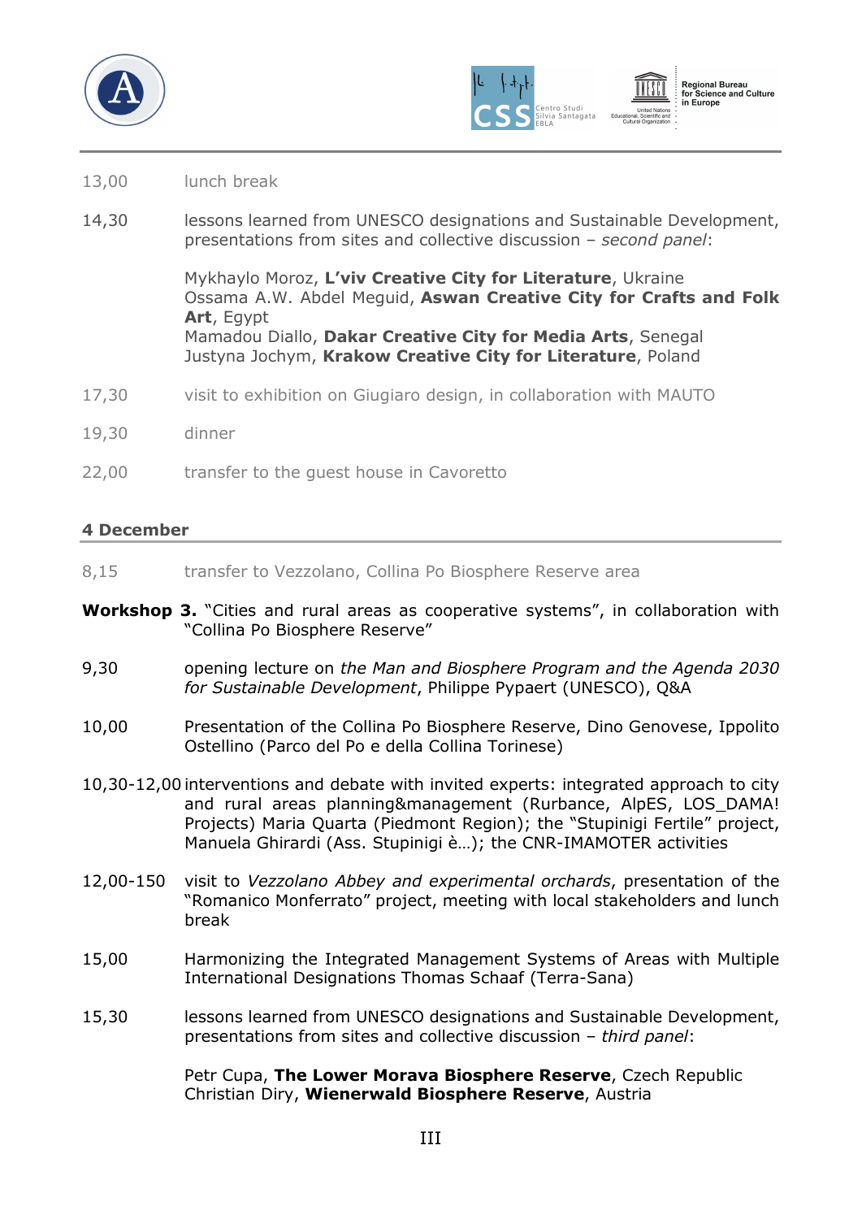13,00 lunch break

14,30 lessons learned from UNESCO designations and Sustainable Development, presentations from sites and collective discussion – *second panel*:

Mykhaylo Moroz, **L'viv Creative City for Literature**, Ukraine
Ossama A.W. Abdel Meguid, **Aswan Creative City for Crafts and Folk Art**, Egypt
Mamadou Diallo, **Dakar Creative City for Media Arts**, Senegal
Justyna Jochym, **Krakow Creative City for Literature**, Poland

17,30 visit to exhibition on Giugiaro design, in collaboration with MAUTO

19,30 dinner

22,00 transfer to the guest house in Cavoretto

## 4 December

8,15 transfer to Vezzolano, Collina Po Biosphere Reserve area

**Workshop 3.** "Cities and rural areas as cooperative systems", in collaboration with "Collina Po Biosphere Reserve"

9,30 opening lecture on *the Man and Biosphere Program and the Agenda 2030 for Sustainable Development*, Philippe Pypaert (UNESCO), Q&A

10,00 Presentation of the Collina Po Biosphere Reserve, Dino Genovese, Ippolito Ostellino (Parco del Po e della Collina Torinese)

10,30-12,00 interventions and debate with invited experts: integrated approach to city and rural areas planning&management (Rurbance, AlpES, LOS_DAMA! Projects) Maria Quarta (Piedmont Region); the "Stupinigi Fertile" project, Manuela Ghirardi (Ass. Stupinigi è…); the CNR-IMAMOTER activities

12,00-150 visit to *Vezzolano Abbey and experimental orchards*, presentation of the "Romanico Monferrato" project, meeting with local stakeholders and lunch break

15,00 Harmonizing the Integrated Management Systems of Areas with Multiple International Designations Thomas Schaaf (Terra-Sana)

15,30 lessons learned from UNESCO designations and Sustainable Development, presentations from sites and collective discussion – *third panel*:

Petr Cupa, **The Lower Morava Biosphere Reserve**, Czech Republic
Christian Diry, **Wienerwald Biosphere Reserve**, Austria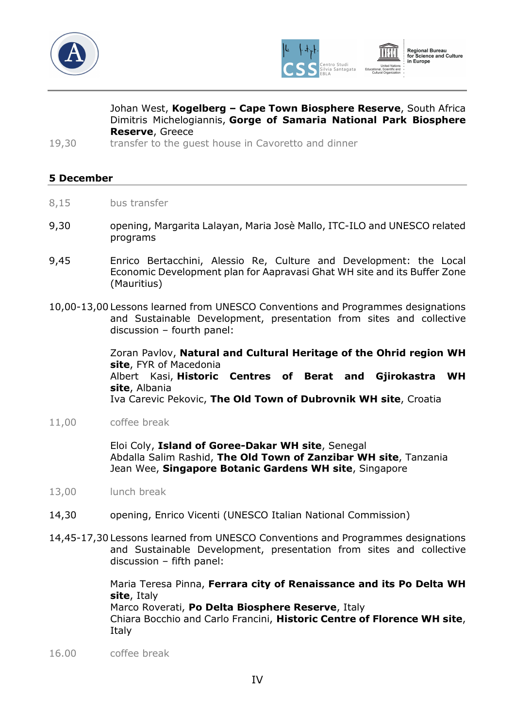Johan West, **Kogelberg – Cape Town Biosphere Reserve**, South Africa
Dimitris Michelogiannis, **Gorge of Samaria National Park Biosphere Reserve**, Greece

19,30 transfer to the guest house in Cavoretto and dinner

## 5 December

8,15 bus transfer

9,30 opening, Margarita Lalayan, Maria Josè Mallo, ITC-ILO and UNESCO related programs

9,45 Enrico Bertacchini, Alessio Re, Culture and Development: the Local Economic Development plan for Aapravasi Ghat WH site and its Buffer Zone (Mauritius)

10,00-13,00 Lessons learned from UNESCO Conventions and Programmes designations and Sustainable Development, presentation from sites and collective discussion – fourth panel:

Zoran Pavlov, **Natural and Cultural Heritage of the Ohrid region WH site**, FYR of Macedonia
Albert Kasi, **Historic Centres of Berat and Gjirokastra WH site**, Albania
Iva Carevic Pekovic, **The Old Town of Dubrovnik WH site**, Croatia

11,00 coffee break

Eloi Coly, **Island of Goree-Dakar WH site**, Senegal
Abdalla Salim Rashid, **The Old Town of Zanzibar WH site**, Tanzania
Jean Wee, **Singapore Botanic Gardens WH site**, Singapore

13,00 lunch break

14,30 opening, Enrico Vicenti (UNESCO Italian National Commission)

14,45-17,30 Lessons learned from UNESCO Conventions and Programmes designations and Sustainable Development, presentation from sites and collective discussion – fifth panel:

Maria Teresa Pinna, **Ferrara city of Renaissance and its Po Delta WH site**, Italy
Marco Roverati, **Po Delta Biosphere Reserve**, Italy
Chiara Bocchio and Carlo Francini, **Historic Centre of Florence WH site**, Italy

16.00 coffee break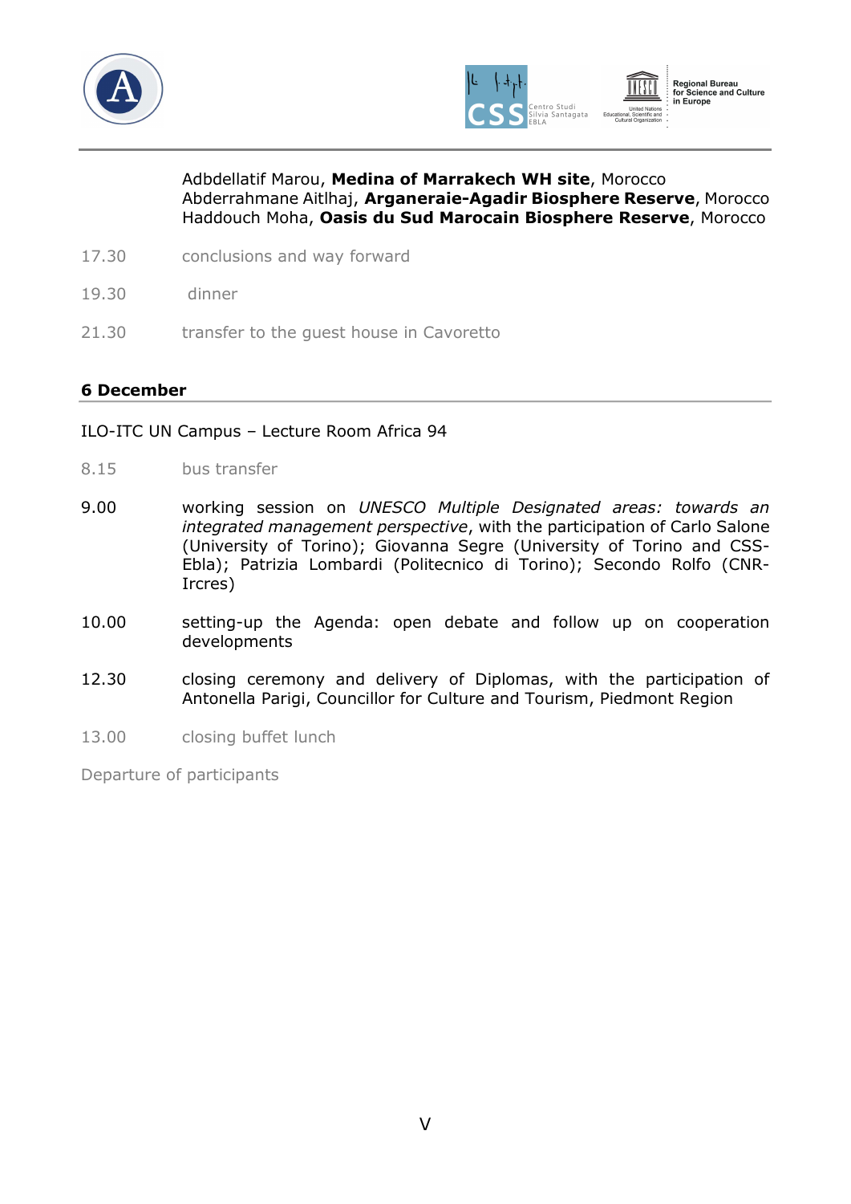Adbdellatif Marou, **Medina of Marrakech WH site**, Morocco
Abderrahmane Aitlhaj, **Arganeraie-Agadir Biosphere Reserve**, Morocco
Haddouch Moha, **Oasis du Sud Marocain Biosphere Reserve**, Morocco

17.30 conclusions and way forward

19.30 dinner

21.30 transfer to the guest house in Cavoretto

## 6 December

ILO-ITC UN Campus – Lecture Room Africa 94

8.15 bus transfer

9.00 working session on *UNESCO Multiple Designated areas: towards an integrated management perspective*, with the participation of Carlo Salone (University of Torino); Giovanna Segre (University of Torino and CSS-Ebla); Patrizia Lombardi (Politecnico di Torino); Secondo Rolfo (CNR-Ircres)

10.00 setting-up the Agenda: open debate and follow up on cooperation developments

12.30 closing ceremony and delivery of Diplomas, with the participation of Antonella Parigi, Councillor for Culture and Tourism, Piedmont Region

13.00 closing buffet lunch

Departure of participants